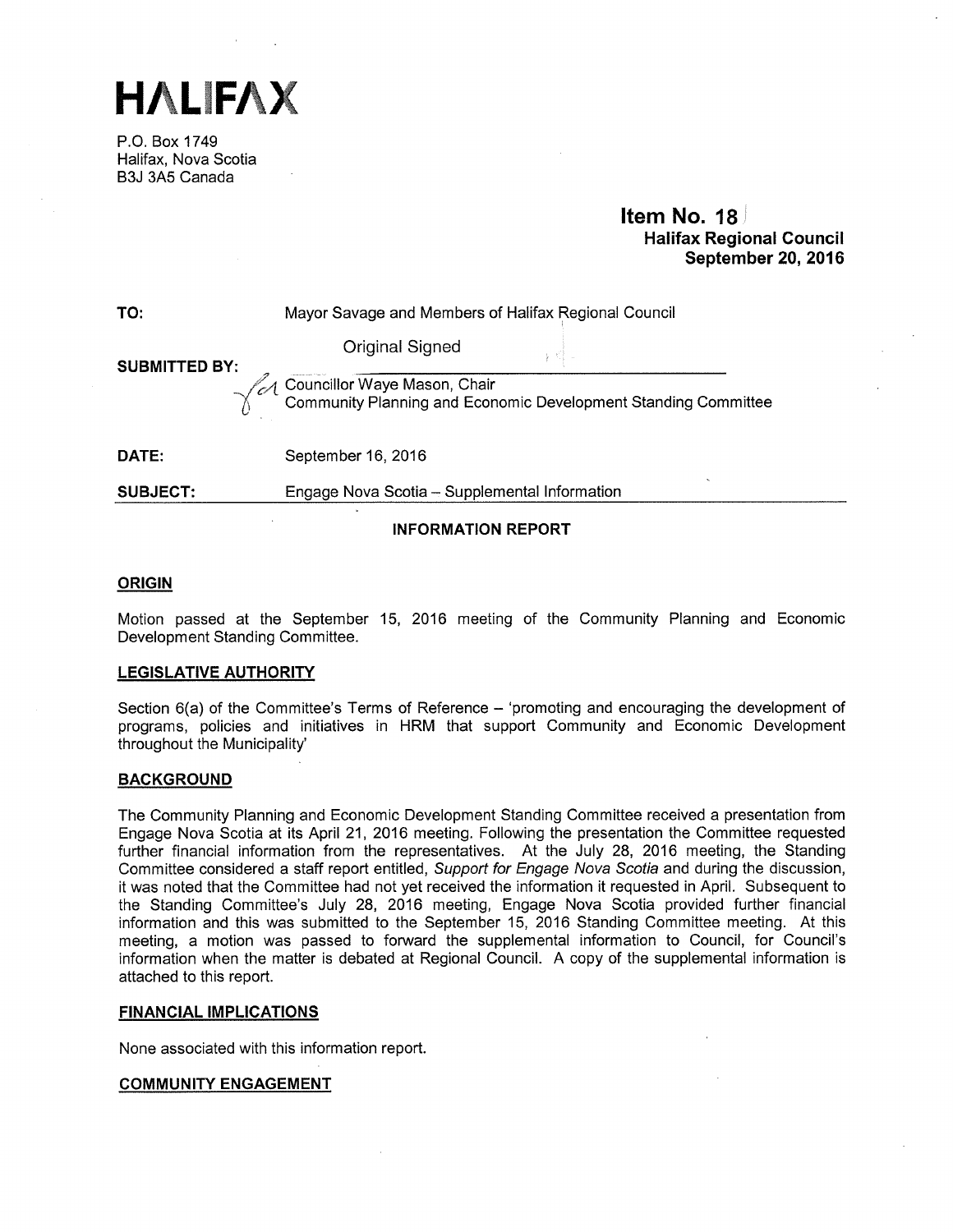# HALIFAX

P.O. Box 1749
Halifax, Nova Scotia
B3J 3A5 Canada

**Item No. 18**
**Halifax Regional Council**
**September 20, 2016**

**TO:** Mayor Savage and Members of Halifax Regional Council

**SUBMITTED BY:** Original Signed

Councillor Waye Mason, Chair
Community Planning and Economic Development Standing Committee

**DATE:** September 16, 2016

**SUBJECT:** Engage Nova Scotia – Supplemental Information

## INFORMATION REPORT

### ORIGIN

Motion passed at the September 15, 2016 meeting of the Community Planning and Economic Development Standing Committee.

### LEGISLATIVE AUTHORITY

Section 6(a) of the Committee's Terms of Reference – 'promoting and encouraging the development of programs, policies and initiatives in HRM that support Community and Economic Development throughout the Municipality'

### BACKGROUND

The Community Planning and Economic Development Standing Committee received a presentation from Engage Nova Scotia at its April 21, 2016 meeting. Following the presentation the Committee requested further financial information from the representatives. At the July 28, 2016 meeting, the Standing Committee considered a staff report entitled, *Support for Engage Nova Scotia* and during the discussion, it was noted that the Committee had not yet received the information it requested in April. Subsequent to the Standing Committee's July 28, 2016 meeting, Engage Nova Scotia provided further financial information and this was submitted to the September 15, 2016 Standing Committee meeting. At this meeting, a motion was passed to forward the supplemental information to Council, for Council's information when the matter is debated at Regional Council. A copy of the supplemental information is attached to this report.

### FINANCIAL IMPLICATIONS

None associated with this information report.

### COMMUNITY ENGAGEMENT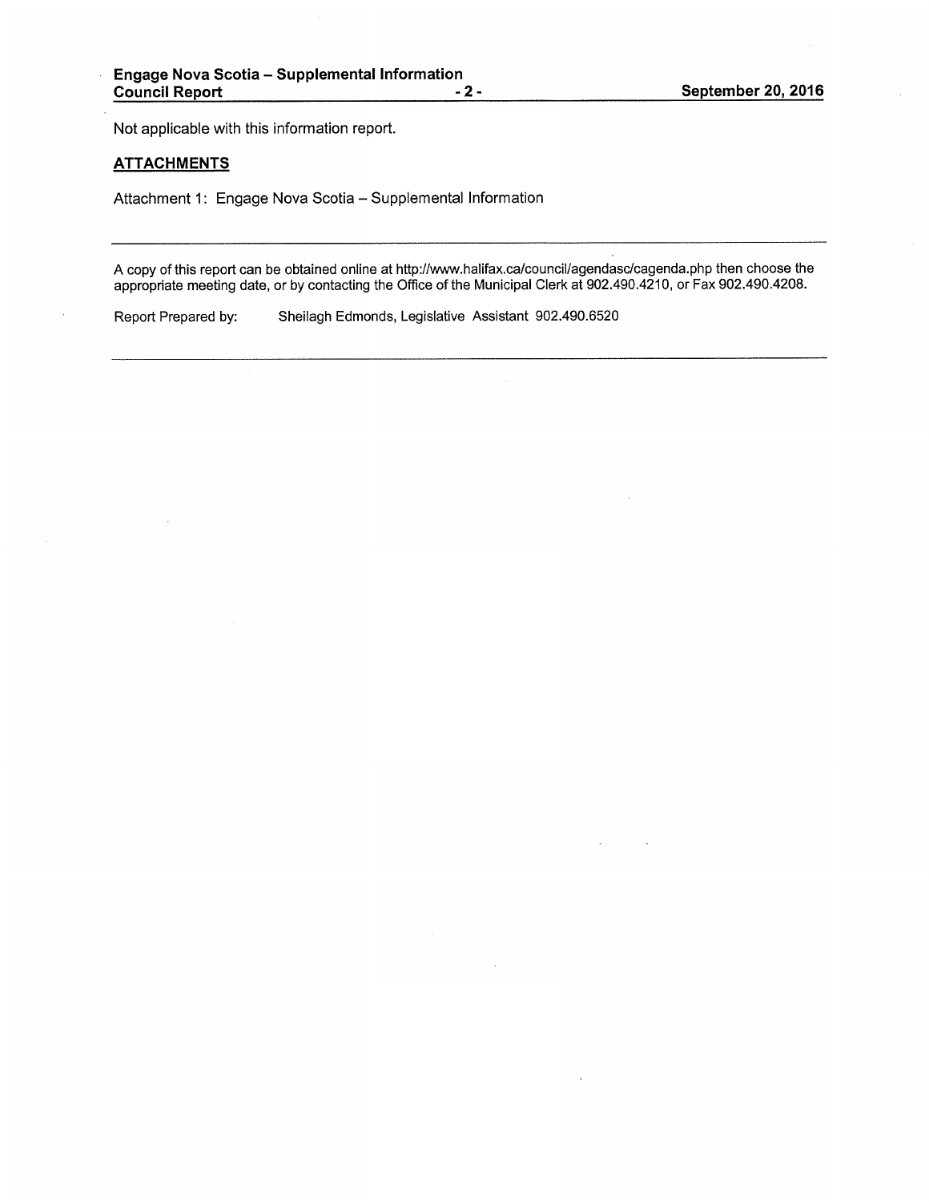Not applicable with this information report.

## ATTACHMENTS

Attachment 1: Engage Nova Scotia – Supplemental Information

---

A copy of this report can be obtained online at http://www.halifax.ca/council/agendasc/cagenda.php then choose the appropriate meeting date, or by contacting the Office of the Municipal Clerk at 902.490.4210, or Fax 902.490.4208.

Report Prepared by: Sheilagh Edmonds, Legislative Assistant 902.490.6520

---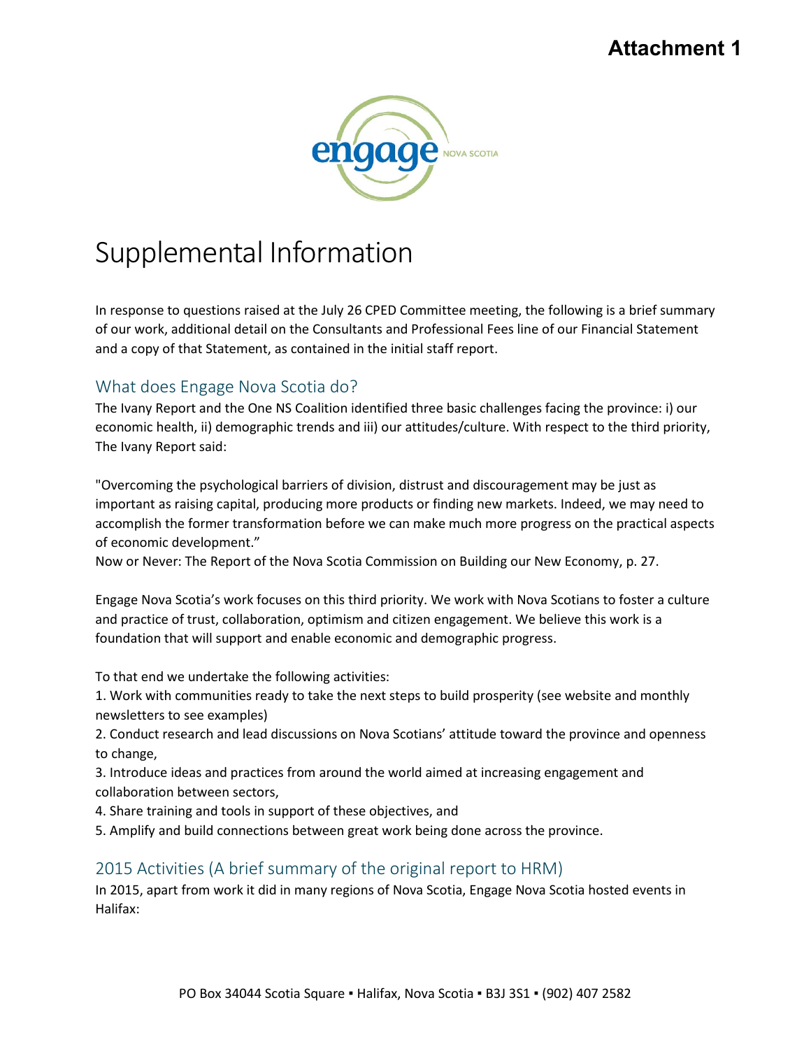# Attachment 1

# Supplemental Information

In response to questions raised at the July 26 CPED Committee meeting, the following is a brief summary of our work, additional detail on the Consultants and Professional Fees line of our Financial Statement and a copy of that Statement, as contained in the initial staff report.

## What does Engage Nova Scotia do?

The Ivany Report and the One NS Coalition identified three basic challenges facing the province: i) our economic health, ii) demographic trends and iii) our attitudes/culture. With respect to the third priority, The Ivany Report said:

"Overcoming the psychological barriers of division, distrust and discouragement may be just as important as raising capital, producing more products or finding new markets. Indeed, we may need to accomplish the former transformation before we can make much more progress on the practical aspects of economic development."
Now or Never: The Report of the Nova Scotia Commission on Building our New Economy, p. 27.

Engage Nova Scotia's work focuses on this third priority. We work with Nova Scotians to foster a culture and practice of trust, collaboration, optimism and citizen engagement. We believe this work is a foundation that will support and enable economic and demographic progress.

To that end we undertake the following activities:

1. Work with communities ready to take the next steps to build prosperity (see website and monthly newsletters to see examples)
2. Conduct research and lead discussions on Nova Scotians' attitude toward the province and openness to change,
3. Introduce ideas and practices from around the world aimed at increasing engagement and collaboration between sectors,
4. Share training and tools in support of these objectives, and
5. Amplify and build connections between great work being done across the province.

## 2015 Activities (A brief summary of the original report to HRM)

In 2015, apart from work it did in many regions of Nova Scotia, Engage Nova Scotia hosted events in Halifax: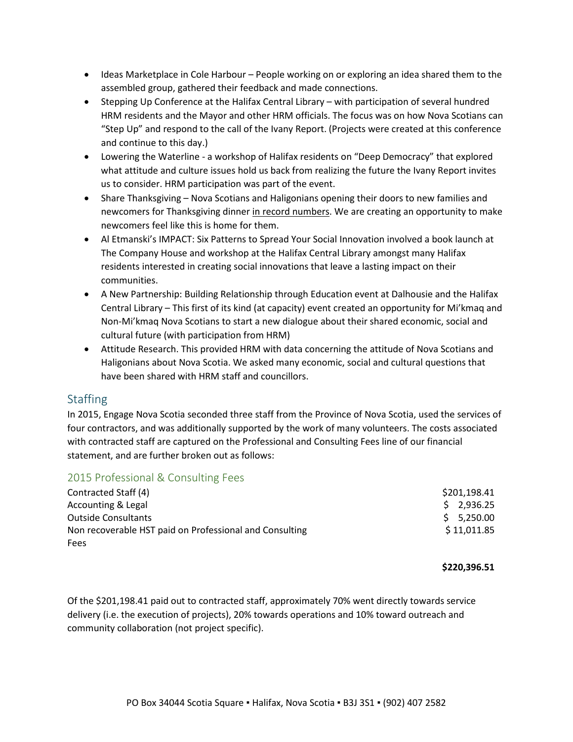- Ideas Marketplace in Cole Harbour – People working on or exploring an idea shared them to the assembled group, gathered their feedback and made connections.
- Stepping Up Conference at the Halifax Central Library – with participation of several hundred HRM residents and the Mayor and other HRM officials. The focus was on how Nova Scotians can "Step Up" and respond to the call of the Ivany Report. (Projects were created at this conference and continue to this day.)
- Lowering the Waterline - a workshop of Halifax residents on "Deep Democracy" that explored what attitude and culture issues hold us back from realizing the future the Ivany Report invites us to consider. HRM participation was part of the event.
- Share Thanksgiving – Nova Scotians and Haligonians opening their doors to new families and newcomers for Thanksgiving dinner in record numbers. We are creating an opportunity to make newcomers feel like this is home for them.
- Al Etmanski's IMPACT: Six Patterns to Spread Your Social Innovation involved a book launch at The Company House and workshop at the Halifax Central Library amongst many Halifax residents interested in creating social innovations that leave a lasting impact on their communities.
- A New Partnership: Building Relationship through Education event at Dalhousie and the Halifax Central Library – This first of its kind (at capacity) event created an opportunity for Mi'kmaq and Non-Mi'kmaq Nova Scotians to start a new dialogue about their shared economic, social and cultural future (with participation from HRM)
- Attitude Research. This provided HRM with data concerning the attitude of Nova Scotians and Haligonians about Nova Scotia. We asked many economic, social and cultural questions that have been shared with HRM staff and councillors.

## Staffing

In 2015, Engage Nova Scotia seconded three staff from the Province of Nova Scotia, used the services of four contractors, and was additionally supported by the work of many volunteers. The costs associated with contracted staff are captured on the Professional and Consulting Fees line of our financial statement, and are further broken out as follows:

### 2015 Professional & Consulting Fees

| | |
|---|---|
| Contracted Staff (4) | $201,198.41 |
| Accounting & Legal | $ 2,936.25 |
| Outside Consultants | $ 5,250.00 |
| Non recoverable HST paid on Professional and Consulting Fees | $ 11,011.85 |
| | **$220,396.51** |

Of the $201,198.41 paid out to contracted staff, approximately 70% went directly towards service delivery (i.e. the execution of projects), 20% towards operations and 10% toward outreach and community collaboration (not project specific).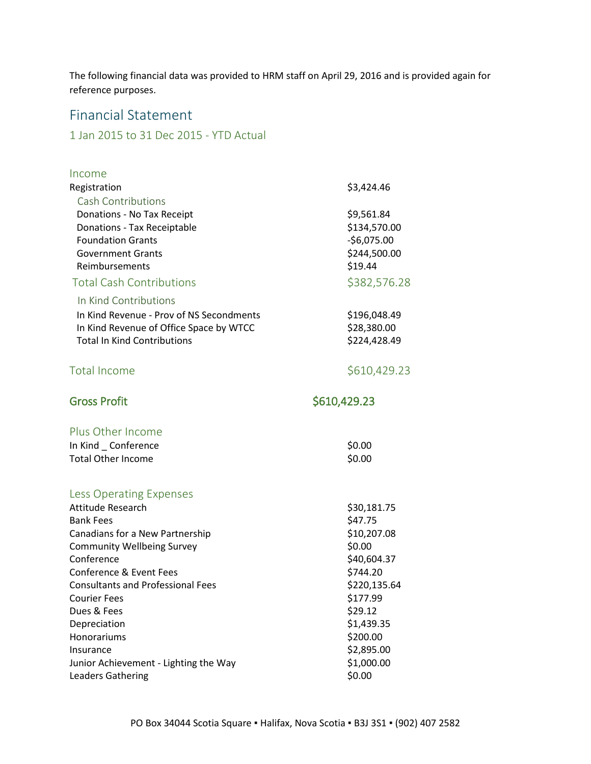The following financial data was provided to HRM staff on April 29, 2016 and is provided again for reference purposes.

## Financial Statement

### 1 Jan 2015 to 31 Dec 2015 - YTD Actual

| | |
|---|---|
| **Income** | |
| Registration | $3,424.46 |
| **Cash Contributions** | |
| Donations - No Tax Receipt | $9,561.84 |
| Donations - Tax Receiptable | $134,570.00 |
| Foundation Grants | -$6,075.00 |
| Government Grants | $244,500.00 |
| Reimbursements | $19.44 |
| **Total Cash Contributions** | $382,576.28 |
| **In Kind Contributions** | |
| In Kind Revenue - Prov of NS Secondments | $196,048.49 |
| In Kind Revenue of Office Space by WTCC | $28,380.00 |
| Total In Kind Contributions | $224,428.49 |
| **Total Income** | $610,429.23 |
| **Gross Profit** | $610,429.23 |
| **Plus Other Income** | |
| In Kind _ Conference | $0.00 |
| Total Other Income | $0.00 |
| **Less Operating Expenses** | |
| Attitude Research | $30,181.75 |
| Bank Fees | $47.75 |
| Canadians for a New Partnership | $10,207.08 |
| Community Wellbeing Survey | $0.00 |
| Conference | $40,604.37 |
| Conference & Event Fees | $744.20 |
| Consultants and Professional Fees | $220,135.64 |
| Courier Fees | $177.99 |
| Dues & Fees | $29.12 |
| Depreciation | $1,439.35 |
| Honorariums | $200.00 |
| Insurance | $2,895.00 |
| Junior Achievement - Lighting the Way | $1,000.00 |
| Leaders Gathering | $0.00 |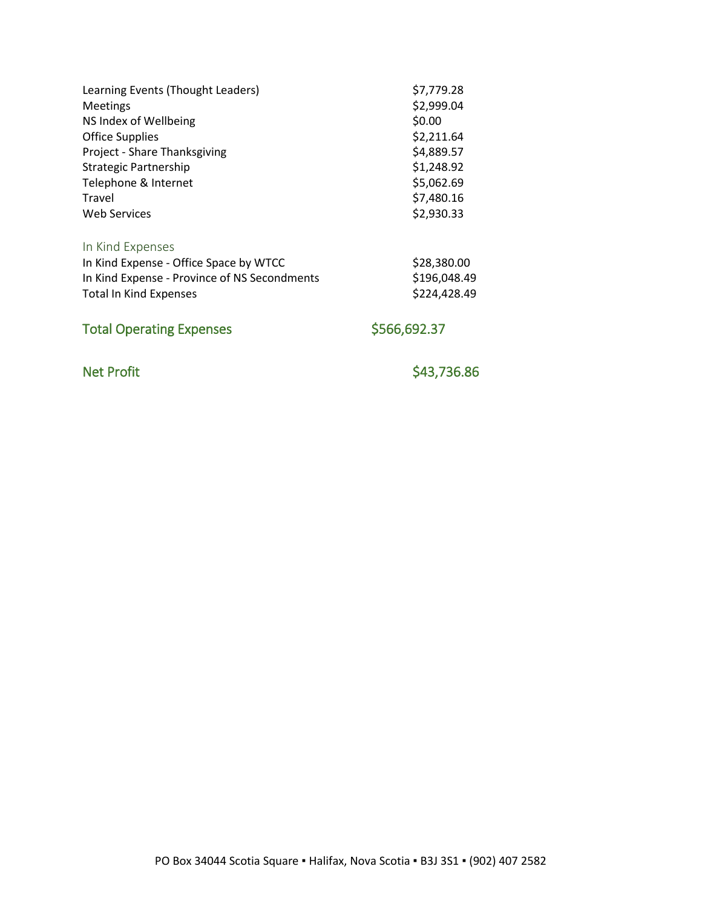| | |
|---|---|
| Learning Events (Thought Leaders) | $7,779.28 |
| Meetings | $2,999.04 |
| NS Index of Wellbeing | $0.00 |
| Office Supplies | $2,211.64 |
| Project - Share Thanksgiving | $4,889.57 |
| Strategic Partnership | $1,248.92 |
| Telephone & Internet | $5,062.69 |
| Travel | $7,480.16 |
| Web Services | $2,930.33 |

### In Kind Expenses

| | |
|---|---|
| In Kind Expense - Office Space by WTCC | $28,380.00 |
| In Kind Expense - Province of NS Secondments | $196,048.49 |
| Total In Kind Expenses | $224,428.49 |

## Total Operating Expenses $566,692.37

## Net Profit $43,736.86